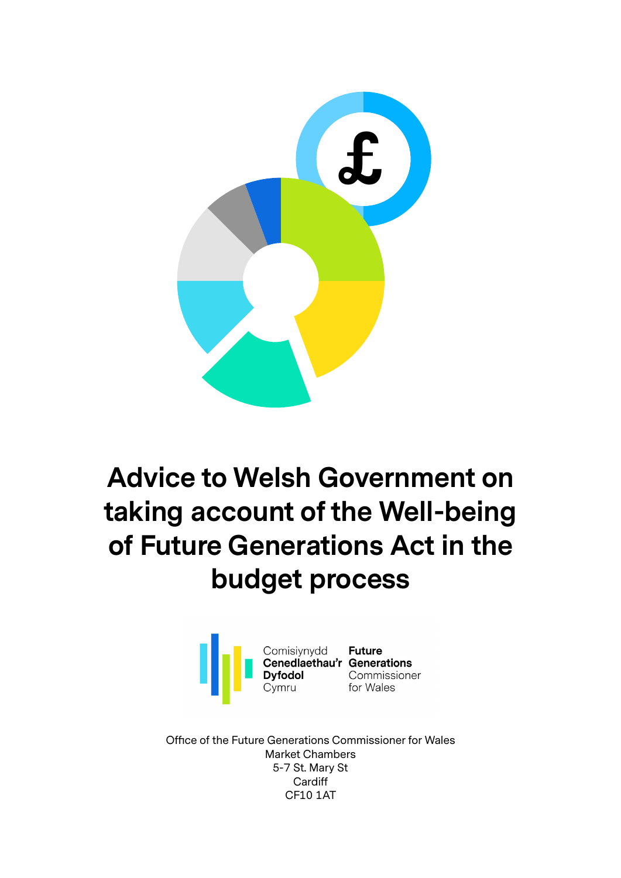# Advice to Welsh Government on taking account of the Well-being of Future Generations Act in the budget process

Comisiynydd **Cenedlaethau'r Dyfodol** Cymru

**Future Generations** Commissioner for Wales

Office of the Future Generations Commissioner for Wales
Market Chambers
5-7 St. Mary St
Cardiff
CF10 1AT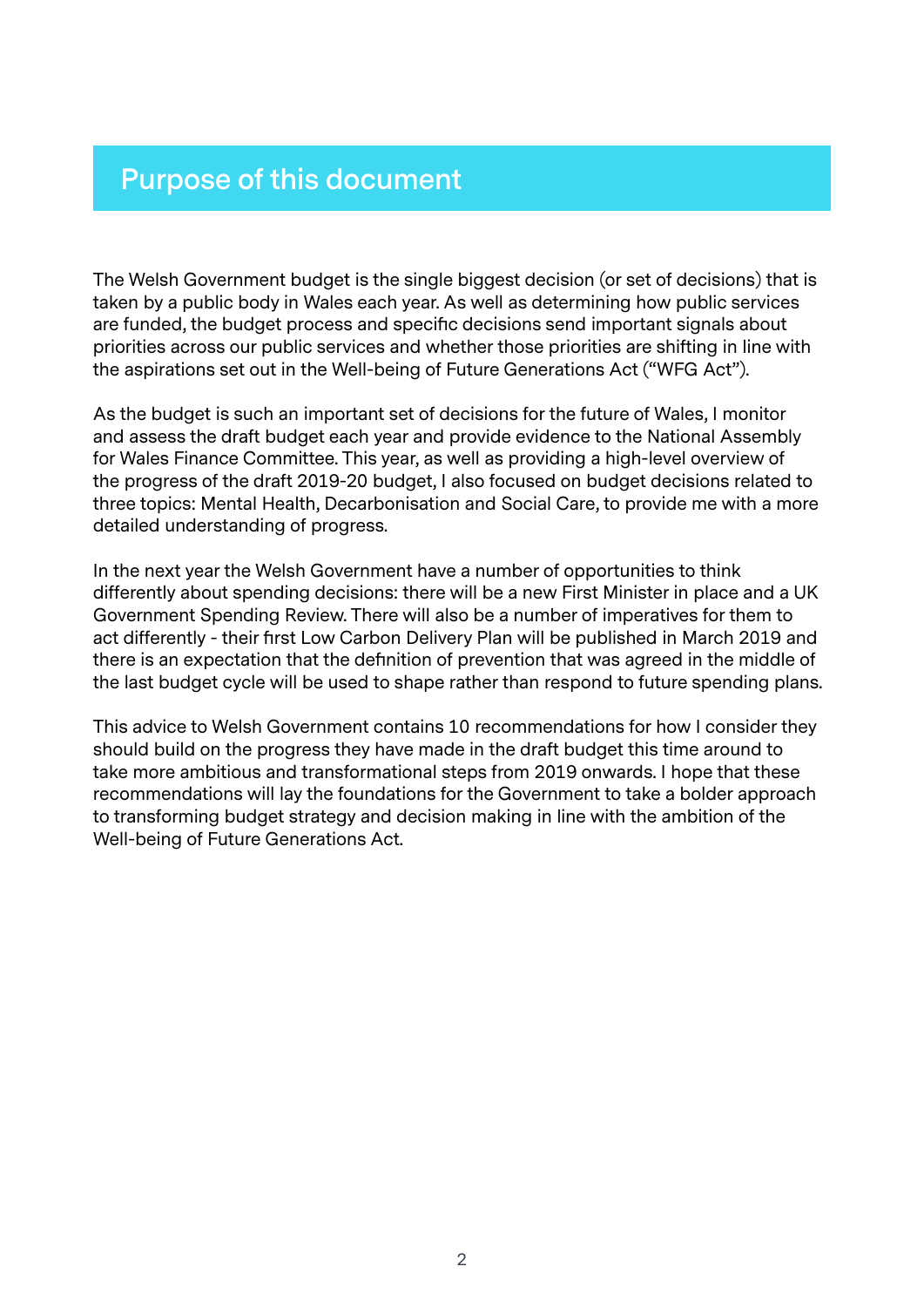## Purpose of this document

The Welsh Government budget is the single biggest decision (or set of decisions) that is taken by a public body in Wales each year. As well as determining how public services are funded, the budget process and specific decisions send important signals about priorities across our public services and whether those priorities are shifting in line with the aspirations set out in the Well-being of Future Generations Act ("WFG Act").

As the budget is such an important set of decisions for the future of Wales, I monitor and assess the draft budget each year and provide evidence to the National Assembly for Wales Finance Committee. This year, as well as providing a high-level overview of the progress of the draft 2019-20 budget, I also focused on budget decisions related to three topics: Mental Health, Decarbonisation and Social Care, to provide me with a more detailed understanding of progress.

In the next year the Welsh Government have a number of opportunities to think differently about spending decisions: there will be a new First Minister in place and a UK Government Spending Review. There will also be a number of imperatives for them to act differently - their first Low Carbon Delivery Plan will be published in March 2019 and there is an expectation that the definition of prevention that was agreed in the middle of the last budget cycle will be used to shape rather than respond to future spending plans.

This advice to Welsh Government contains 10 recommendations for how I consider they should build on the progress they have made in the draft budget this time around to take more ambitious and transformational steps from 2019 onwards. I hope that these recommendations will lay the foundations for the Government to take a bolder approach to transforming budget strategy and decision making in line with the ambition of the Well-being of Future Generations Act.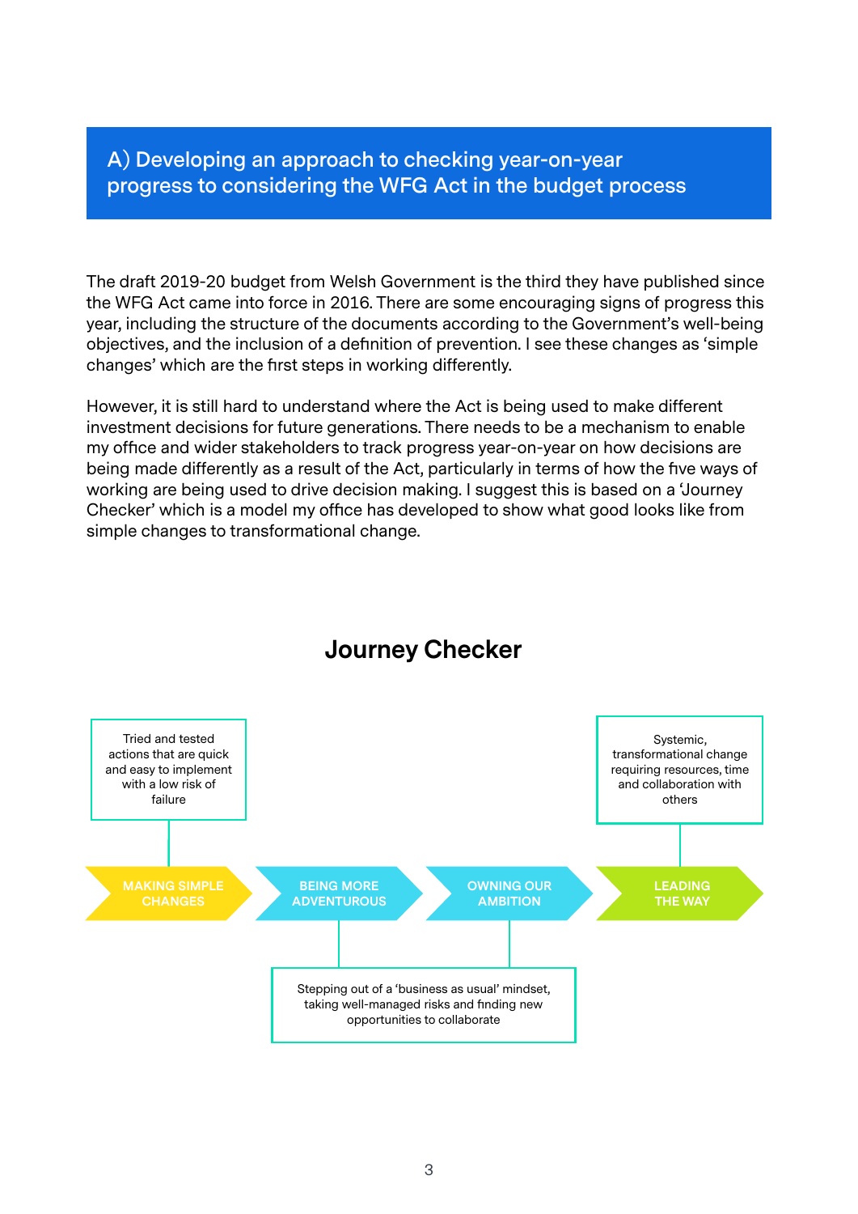## A) Developing an approach to checking year-on-year progress to considering the WFG Act in the budget process

The draft 2019-20 budget from Welsh Government is the third they have published since the WFG Act came into force in 2016. There are some encouraging signs of progress this year, including the structure of the documents according to the Government's well-being objectives, and the inclusion of a definition of prevention. I see these changes as 'simple changes' which are the first steps in working differently.

However, it is still hard to understand where the Act is being used to make different investment decisions for future generations. There needs to be a mechanism to enable my office and wider stakeholders to track progress year-on-year on how decisions are being made differently as a result of the Act, particularly in terms of how the five ways of working are being used to drive decision making. I suggest this is based on a 'Journey Checker' which is a model my office has developed to show what good looks like from simple changes to transformational change.

### Journey Checker

- **MAKING SIMPLE CHANGES** – Tried and tested actions that are quick and easy to implement with a low risk of failure
- **BEING MORE ADVENTUROUS** / **OWNING OUR AMBITION** – Stepping out of a 'business as usual' mindset, taking well-managed risks and finding new opportunities to collaborate
- **LEADING THE WAY** – Systemic, transformational change requiring resources, time and collaboration with others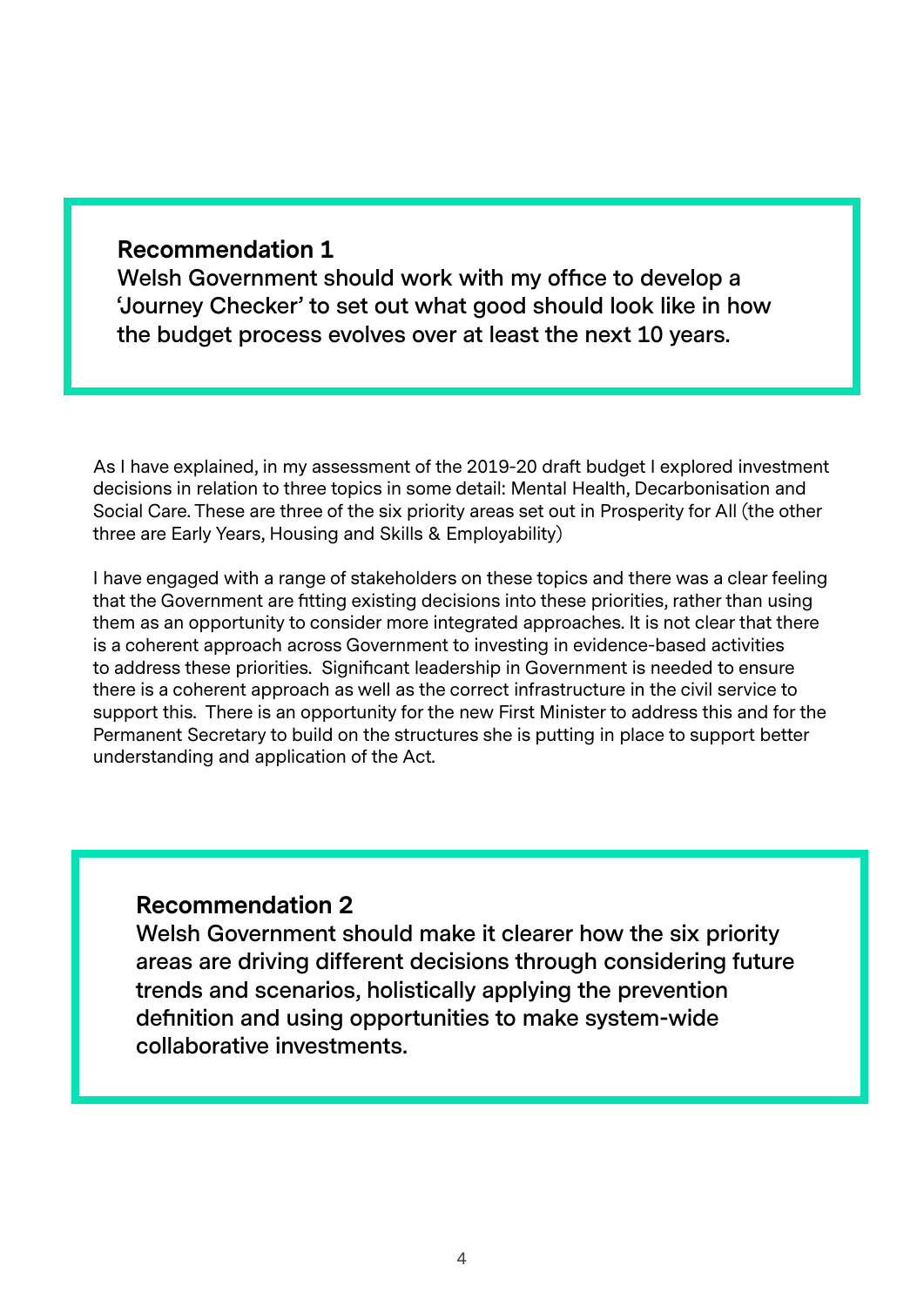**Recommendation 1**
**Welsh Government should work with my office to develop a 'Journey Checker' to set out what good should look like in how the budget process evolves over at least the next 10 years.**

As I have explained, in my assessment of the 2019-20 draft budget I explored investment decisions in relation to three topics in some detail: Mental Health, Decarbonisation and Social Care. These are three of the six priority areas set out in Prosperity for All (the other three are Early Years, Housing and Skills & Employability)

I have engaged with a range of stakeholders on these topics and there was a clear feeling that the Government are fitting existing decisions into these priorities, rather than using them as an opportunity to consider more integrated approaches. It is not clear that there is a coherent approach across Government to investing in evidence-based activities to address these priorities. Significant leadership in Government is needed to ensure there is a coherent approach as well as the correct infrastructure in the civil service to support this. There is an opportunity for the new First Minister to address this and for the Permanent Secretary to build on the structures she is putting in place to support better understanding and application of the Act.

**Recommendation 2**
**Welsh Government should make it clearer how the six priority areas are driving different decisions through considering future trends and scenarios, holistically applying the prevention definition and using opportunities to make system-wide collaborative investments.**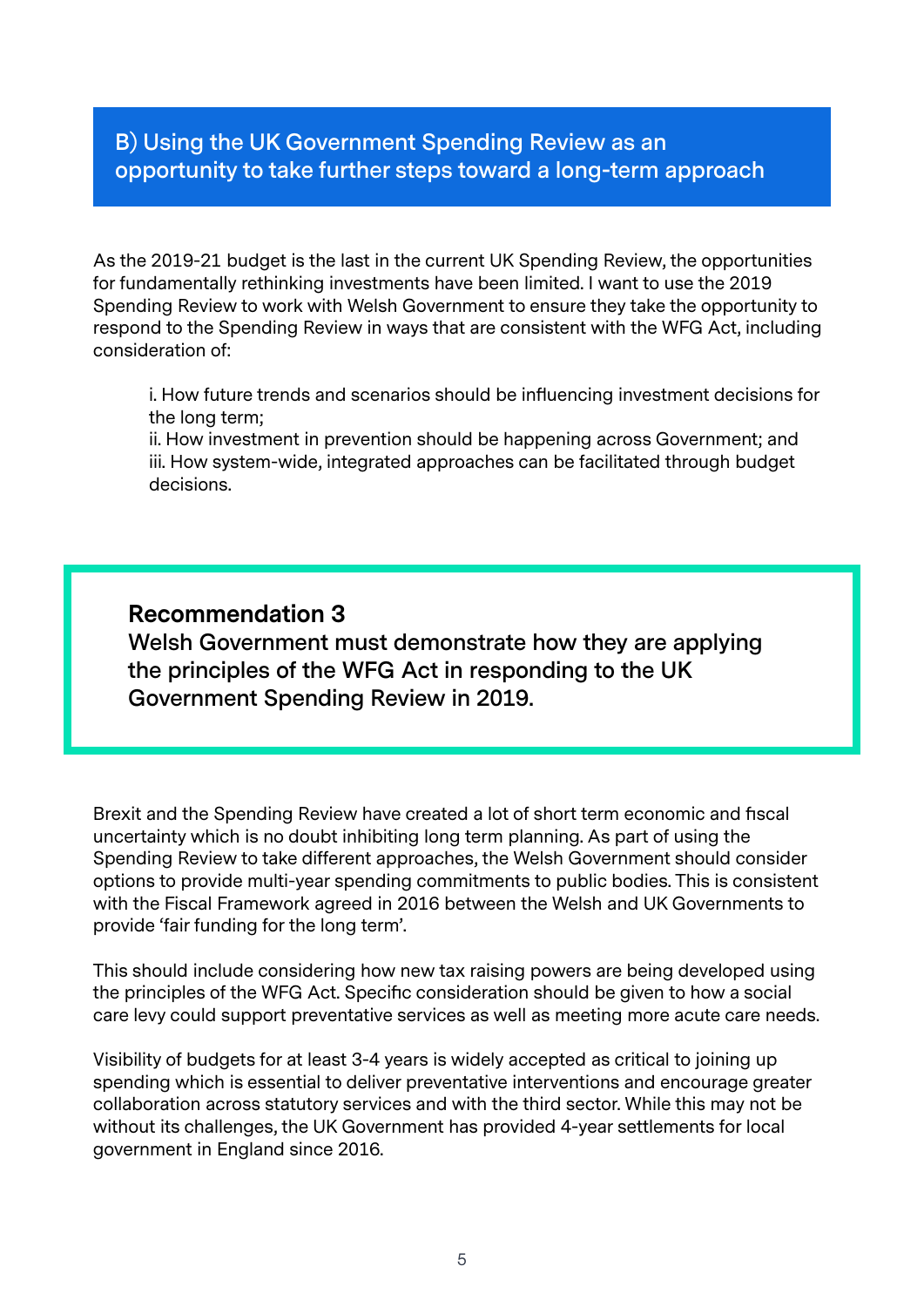## B) Using the UK Government Spending Review as an opportunity to take further steps toward a long-term approach

As the 2019-21 budget is the last in the current UK Spending Review, the opportunities for fundamentally rethinking investments have been limited. I want to use the 2019 Spending Review to work with Welsh Government to ensure they take the opportunity to respond to the Spending Review in ways that are consistent with the WFG Act, including consideration of:

> i. How future trends and scenarios should be influencing investment decisions for the long term;
> ii. How investment in prevention should be happening across Government; and
> iii. How system-wide, integrated approaches can be facilitated through budget decisions.

**Recommendation 3**
**Welsh Government must demonstrate how they are applying the principles of the WFG Act in responding to the UK Government Spending Review in 2019.**

Brexit and the Spending Review have created a lot of short term economic and fiscal uncertainty which is no doubt inhibiting long term planning. As part of using the Spending Review to take different approaches, the Welsh Government should consider options to provide multi-year spending commitments to public bodies. This is consistent with the Fiscal Framework agreed in 2016 between the Welsh and UK Governments to provide 'fair funding for the long term'.

This should include considering how new tax raising powers are being developed using the principles of the WFG Act. Specific consideration should be given to how a social care levy could support preventative services as well as meeting more acute care needs.

Visibility of budgets for at least 3-4 years is widely accepted as critical to joining up spending which is essential to deliver preventative interventions and encourage greater collaboration across statutory services and with the third sector. While this may not be without its challenges, the UK Government has provided 4-year settlements for local government in England since 2016.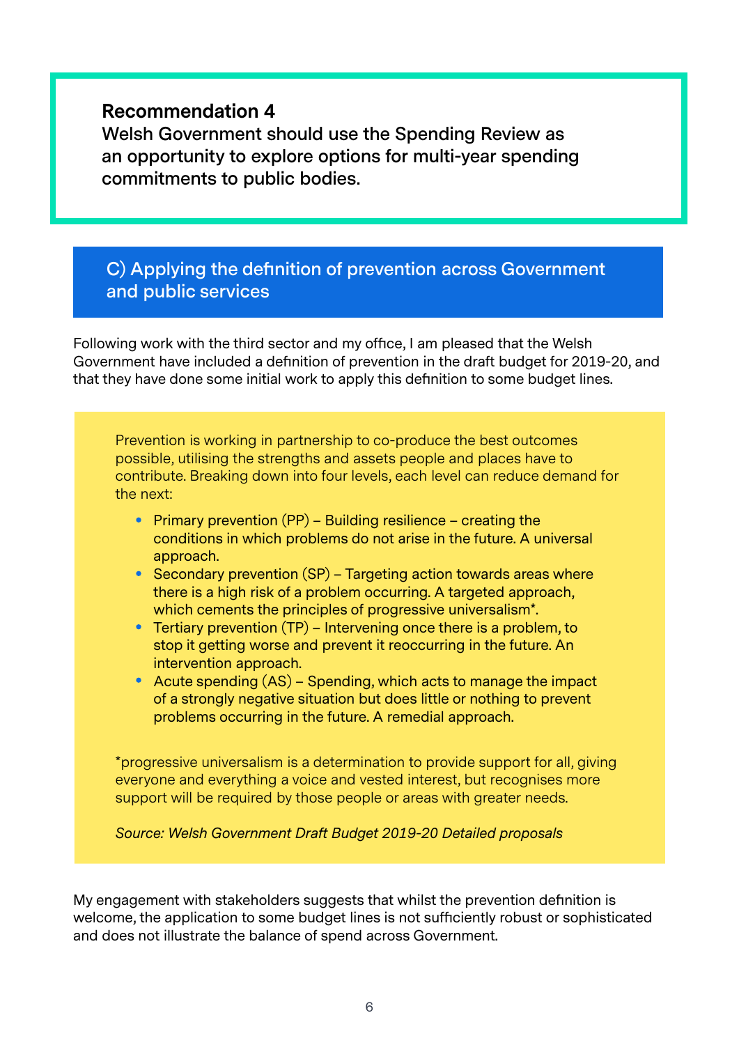**Recommendation 4**
**Welsh Government should use the Spending Review as an opportunity to explore options for multi-year spending commitments to public bodies.**

## C) Applying the definition of prevention across Government and public services

Following work with the third sector and my office, I am pleased that the Welsh Government have included a definition of prevention in the draft budget for 2019-20, and that they have done some initial work to apply this definition to some budget lines.

> Prevention is working in partnership to co-produce the best outcomes possible, utilising the strengths and assets people and places have to contribute. Breaking down into four levels, each level can reduce demand for the next:
>
> - Primary prevention (PP) – Building resilience – creating the conditions in which problems do not arise in the future. A universal approach.
> - Secondary prevention (SP) – Targeting action towards areas where there is a high risk of a problem occurring. A targeted approach, which cements the principles of progressive universalism*.
> - Tertiary prevention (TP) – Intervening once there is a problem, to stop it getting worse and prevent it reoccurring in the future. An intervention approach.
> - Acute spending (AS) – Spending, which acts to manage the impact of a strongly negative situation but does little or nothing to prevent problems occurring in the future. A remedial approach.
>
> *progressive universalism is a determination to provide support for all, giving everyone and everything a voice and vested interest, but recognises more support will be required by those people or areas with greater needs.
>
> *Source: Welsh Government Draft Budget 2019-20 Detailed proposals*

My engagement with stakeholders suggests that whilst the prevention definition is welcome, the application to some budget lines is not sufficiently robust or sophisticated and does not illustrate the balance of spend across Government.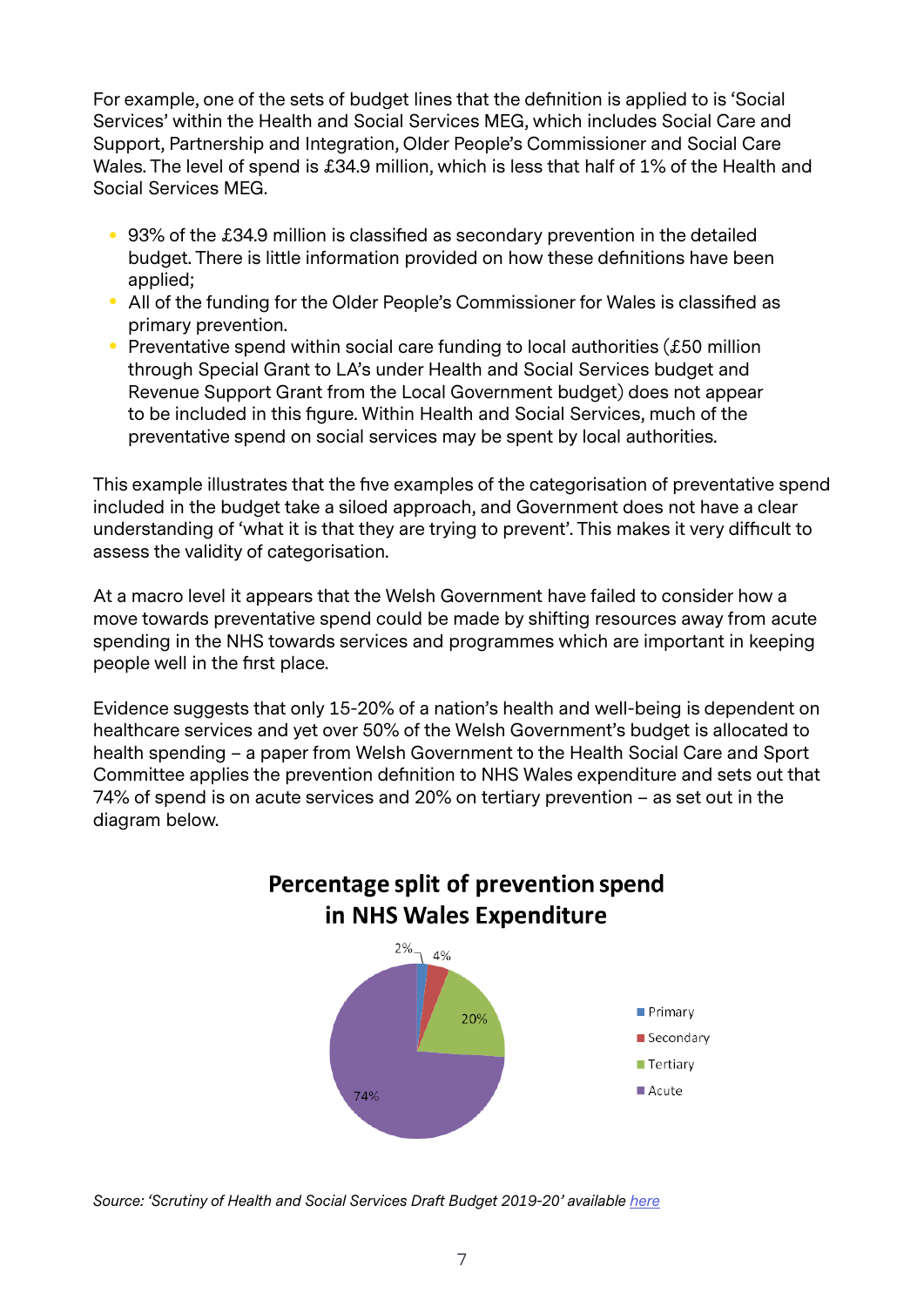For example, one of the sets of budget lines that the definition is applied to is 'Social Services' within the Health and Social Services MEG, which includes Social Care and Support, Partnership and Integration, Older People's Commissioner and Social Care Wales. The level of spend is £34.9 million, which is less that half of 1% of the Health and Social Services MEG.

- 93% of the £34.9 million is classified as secondary prevention in the detailed budget. There is little information provided on how these definitions have been applied;
- All of the funding for the Older People's Commissioner for Wales is classified as primary prevention.
- Preventative spend within social care funding to local authorities (£50 million through Special Grant to LA's under Health and Social Services budget and Revenue Support Grant from the Local Government budget) does not appear to be included in this figure. Within Health and Social Services, much of the preventative spend on social services may be spent by local authorities.

This example illustrates that the five examples of the categorisation of preventative spend included in the budget take a siloed approach, and Government does not have a clear understanding of 'what it is that they are trying to prevent'. This makes it very difficult to assess the validity of categorisation.

At a macro level it appears that the Welsh Government have failed to consider how a move towards preventative spend could be made by shifting resources away from acute spending in the NHS towards services and programmes which are important in keeping people well in the first place.

Evidence suggests that only 15-20% of a nation's health and well-being is dependent on healthcare services and yet over 50% of the Welsh Government's budget is allocated to health spending – a paper from Welsh Government to the Health Social Care and Sport Committee applies the prevention definition to NHS Wales expenditure and sets out that 74% of spend is on acute services and 20% on tertiary prevention – as set out in the diagram below.

**Percentage split of prevention spend in NHS Wales Expenditure**

| Category | Percentage |
| --- | --- |
| Primary | 2% |
| Secondary | 4% |
| Tertiary | 20% |
| Acute | 74% |

*Source: 'Scrutiny of Health and Social Services Draft Budget 2019-20' available here*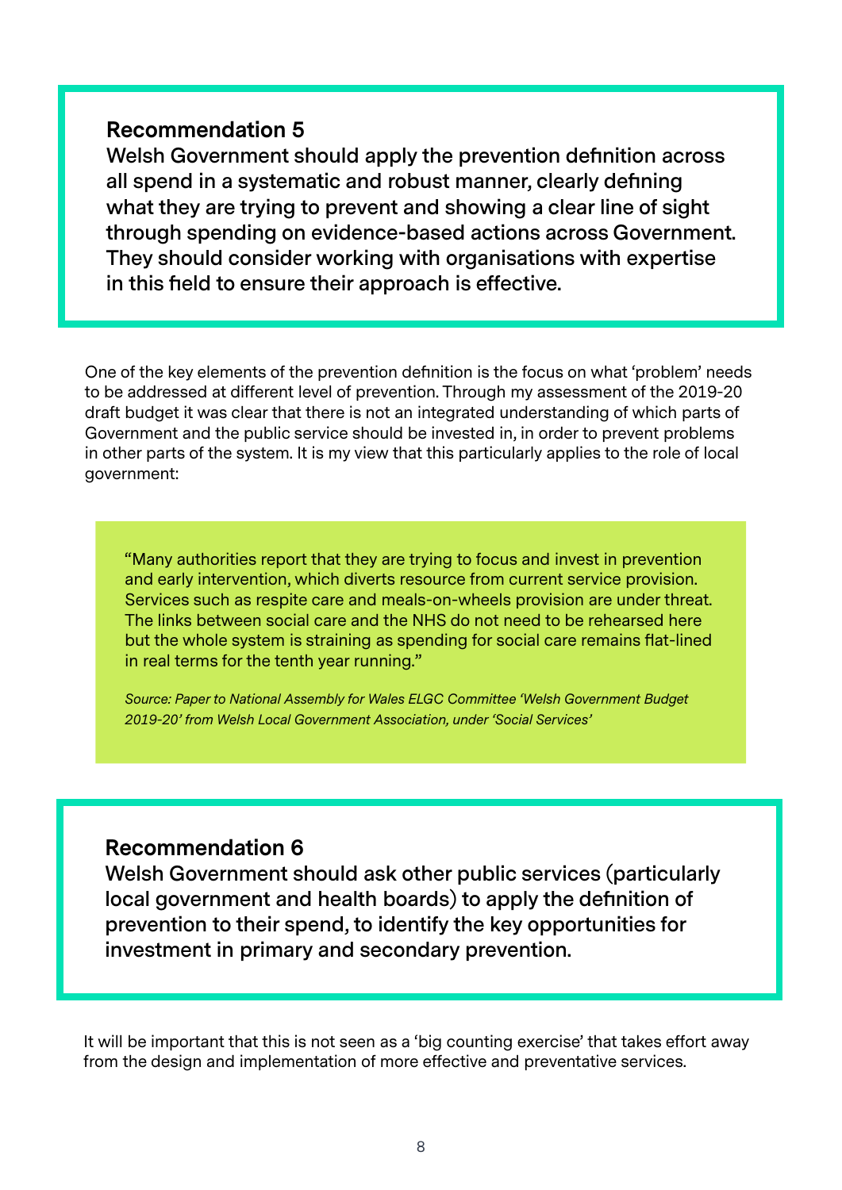**Recommendation 5**
**Welsh Government should apply the prevention definition across all spend in a systematic and robust manner, clearly defining what they are trying to prevent and showing a clear line of sight through spending on evidence-based actions across Government. They should consider working with organisations with expertise in this field to ensure their approach is effective.**

One of the key elements of the prevention definition is the focus on what 'problem' needs to be addressed at different level of prevention. Through my assessment of the 2019-20 draft budget it was clear that there is not an integrated understanding of which parts of Government and the public service should be invested in, in order to prevent problems in other parts of the system. It is my view that this particularly applies to the role of local government:

> "Many authorities report that they are trying to focus and invest in prevention and early intervention, which diverts resource from current service provision. Services such as respite care and meals-on-wheels provision are under threat. The links between social care and the NHS do not need to be rehearsed here but the whole system is straining as spending for social care remains flat-lined in real terms for the tenth year running."
>
> *Source: Paper to National Assembly for Wales ELGC Committee 'Welsh Government Budget 2019-20' from Welsh Local Government Association, under 'Social Services'*

**Recommendation 6**
**Welsh Government should ask other public services (particularly local government and health boards) to apply the definition of prevention to their spend, to identify the key opportunities for investment in primary and secondary prevention.**

It will be important that this is not seen as a 'big counting exercise' that takes effort away from the design and implementation of more effective and preventative services.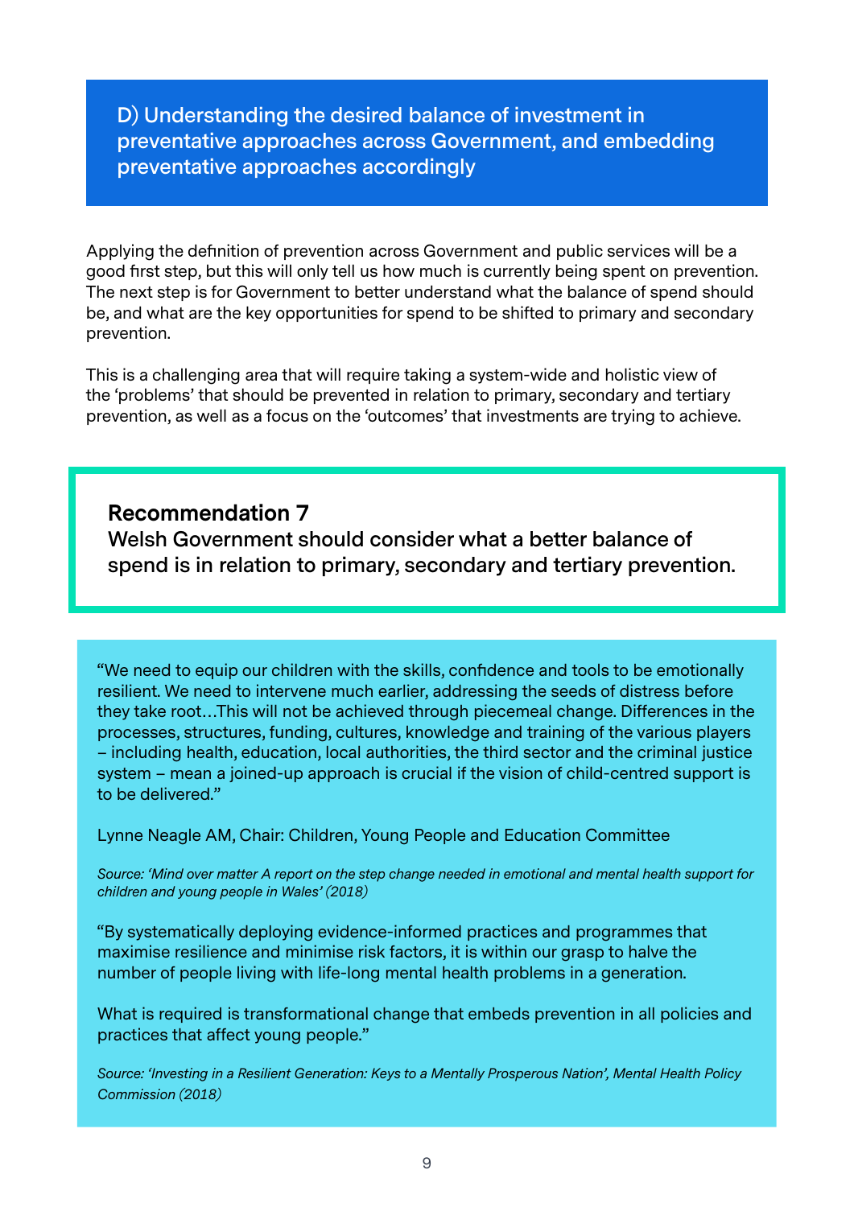## D) Understanding the desired balance of investment in preventative approaches across Government, and embedding preventative approaches accordingly

Applying the definition of prevention across Government and public services will be a good first step, but this will only tell us how much is currently being spent on prevention. The next step is for Government to better understand what the balance of spend should be, and what are the key opportunities for spend to be shifted to primary and secondary prevention.

This is a challenging area that will require taking a system-wide and holistic view of the 'problems' that should be prevented in relation to primary, secondary and tertiary prevention, as well as a focus on the 'outcomes' that investments are trying to achieve.

**Recommendation 7**
**Welsh Government should consider what a better balance of spend is in relation to primary, secondary and tertiary prevention.**

"We need to equip our children with the skills, confidence and tools to be emotionally resilient. We need to intervene much earlier, addressing the seeds of distress before they take root…This will not be achieved through piecemeal change. Differences in the processes, structures, funding, cultures, knowledge and training of the various players – including health, education, local authorities, the third sector and the criminal justice system – mean a joined-up approach is crucial if the vision of child-centred support is to be delivered."

Lynne Neagle AM, Chair: Children, Young People and Education Committee

*Source: 'Mind over matter A report on the step change needed in emotional and mental health support for children and young people in Wales' (2018)*

"By systematically deploying evidence-informed practices and programmes that maximise resilience and minimise risk factors, it is within our grasp to halve the number of people living with life-long mental health problems in a generation.

What is required is transformational change that embeds prevention in all policies and practices that affect young people."

*Source: 'Investing in a Resilient Generation: Keys to a Mentally Prosperous Nation', Mental Health Policy Commission (2018)*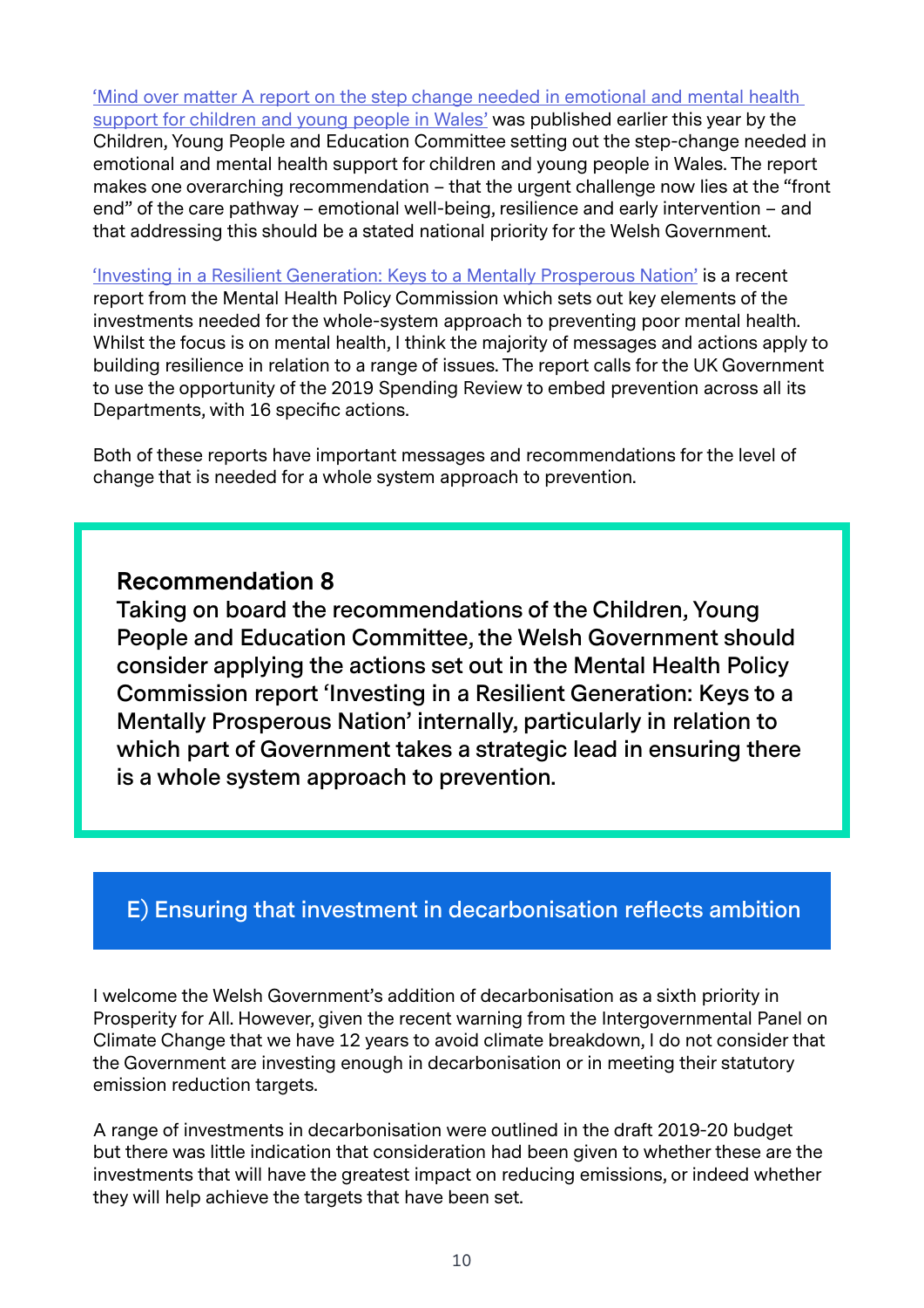'Mind over matter A report on the step change needed in emotional and mental health support for children and young people in Wales' was published earlier this year by the Children, Young People and Education Committee setting out the step-change needed in emotional and mental health support for children and young people in Wales. The report makes one overarching recommendation – that the urgent challenge now lies at the "front end" of the care pathway – emotional well-being, resilience and early intervention – and that addressing this should be a stated national priority for the Welsh Government.

'Investing in a Resilient Generation: Keys to a Mentally Prosperous Nation' is a recent report from the Mental Health Policy Commission which sets out key elements of the investments needed for the whole-system approach to preventing poor mental health. Whilst the focus is on mental health, I think the majority of messages and actions apply to building resilience in relation to a range of issues. The report calls for the UK Government to use the opportunity of the 2019 Spending Review to embed prevention across all its Departments, with 16 specific actions.

Both of these reports have important messages and recommendations for the level of change that is needed for a whole system approach to prevention.

> **Recommendation 8**
> **Taking on board the recommendations of the Children, Young People and Education Committee, the Welsh Government should consider applying the actions set out in the Mental Health Policy Commission report 'Investing in a Resilient Generation: Keys to a Mentally Prosperous Nation' internally, particularly in relation to which part of Government takes a strategic lead in ensuring there is a whole system approach to prevention.**

## E) Ensuring that investment in decarbonisation reflects ambition

I welcome the Welsh Government's addition of decarbonisation as a sixth priority in Prosperity for All. However, given the recent warning from the Intergovernmental Panel on Climate Change that we have 12 years to avoid climate breakdown, I do not consider that the Government are investing enough in decarbonisation or in meeting their statutory emission reduction targets.

A range of investments in decarbonisation were outlined in the draft 2019-20 budget but there was little indication that consideration had been given to whether these are the investments that will have the greatest impact on reducing emissions, or indeed whether they will help achieve the targets that have been set.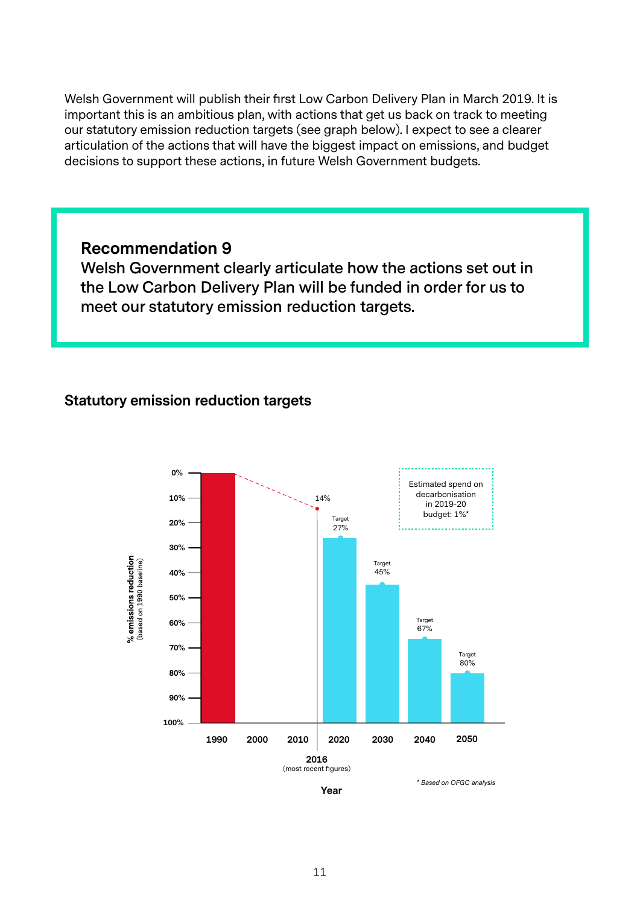Welsh Government will publish their first Low Carbon Delivery Plan in March 2019. It is important this is an ambitious plan, with actions that get us back on track to meeting our statutory emission reduction targets (see graph below). I expect to see a clearer articulation of the actions that will have the biggest impact on emissions, and budget decisions to support these actions, in future Welsh Government budgets.

> **Recommendation 9**
> **Welsh Government clearly articulate how the actions set out in the Low Carbon Delivery Plan will be funded in order for us to meet our statutory emission reduction targets.**

### Statutory emission reduction targets

| Year | % emissions reduction (based on 1990 baseline) |
|---|---|
| 1990 | 0% |
| 2016 (most recent figures) | 14% |
| 2020 | Target 27% |
| 2030 | Target 45% |
| 2040 | Target 67% |
| 2050 | Target 80% |

Estimated spend on decarbonisation in 2019-20 budget: 1%*

*\* Based on OFGC analysis*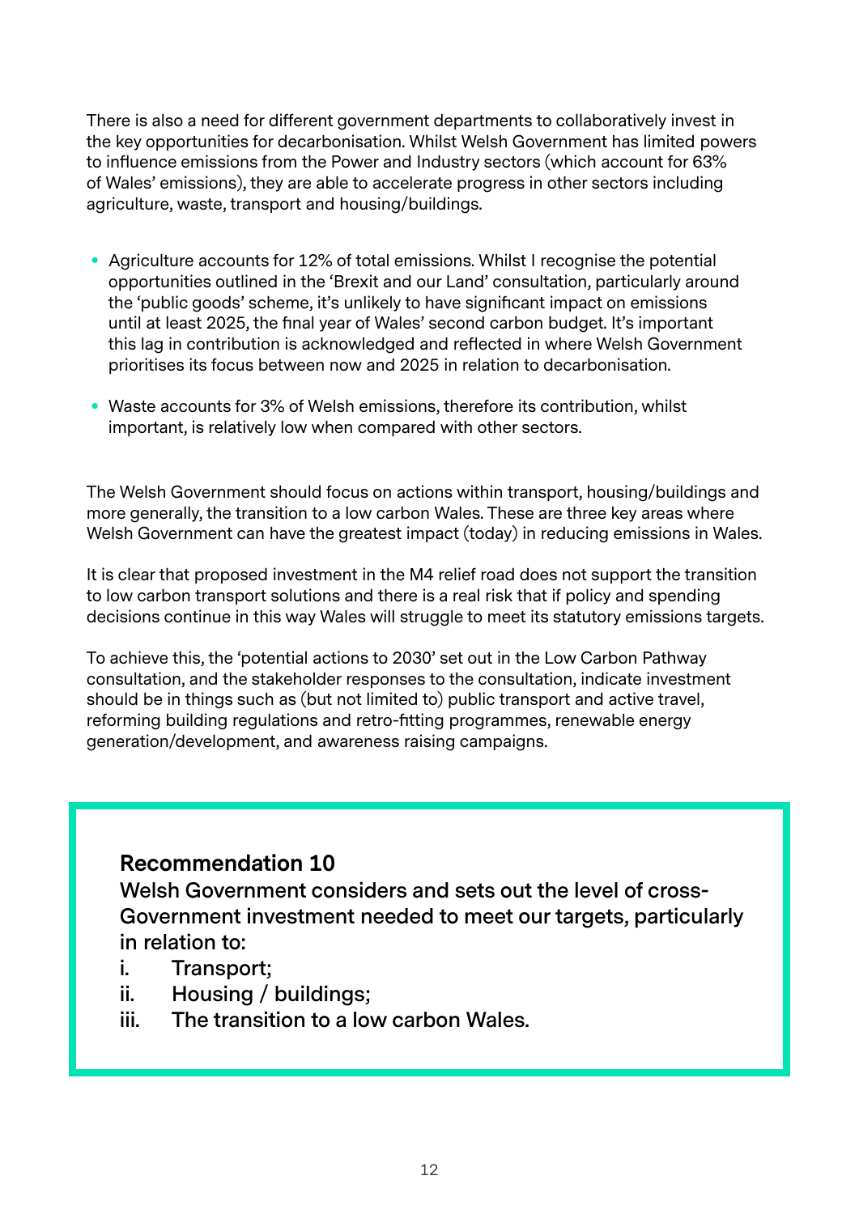There is also a need for different government departments to collaboratively invest in the key opportunities for decarbonisation. Whilst Welsh Government has limited powers to influence emissions from the Power and Industry sectors (which account for 63% of Wales' emissions), they are able to accelerate progress in other sectors including agriculture, waste, transport and housing/buildings.

- Agriculture accounts for 12% of total emissions. Whilst I recognise the potential opportunities outlined in the 'Brexit and our Land' consultation, particularly around the 'public goods' scheme, it's unlikely to have significant impact on emissions until at least 2025, the final year of Wales' second carbon budget. It's important this lag in contribution is acknowledged and reflected in where Welsh Government prioritises its focus between now and 2025 in relation to decarbonisation.
- Waste accounts for 3% of Welsh emissions, therefore its contribution, whilst important, is relatively low when compared with other sectors.

The Welsh Government should focus on actions within transport, housing/buildings and more generally, the transition to a low carbon Wales. These are three key areas where Welsh Government can have the greatest impact (today) in reducing emissions in Wales.

It is clear that proposed investment in the M4 relief road does not support the transition to low carbon transport solutions and there is a real risk that if policy and spending decisions continue in this way Wales will struggle to meet its statutory emissions targets.

To achieve this, the 'potential actions to 2030' set out in the Low Carbon Pathway consultation, and the stakeholder responses to the consultation, indicate investment should be in things such as (but not limited to) public transport and active travel, reforming building regulations and retro-fitting programmes, renewable energy generation/development, and awareness raising campaigns.

**Recommendation 10**

**Welsh Government considers and sets out the level of cross-Government investment needed to meet our targets, particularly in relation to:**

i. Transport;

ii. Housing / buildings;

iii. The transition to a low carbon Wales.